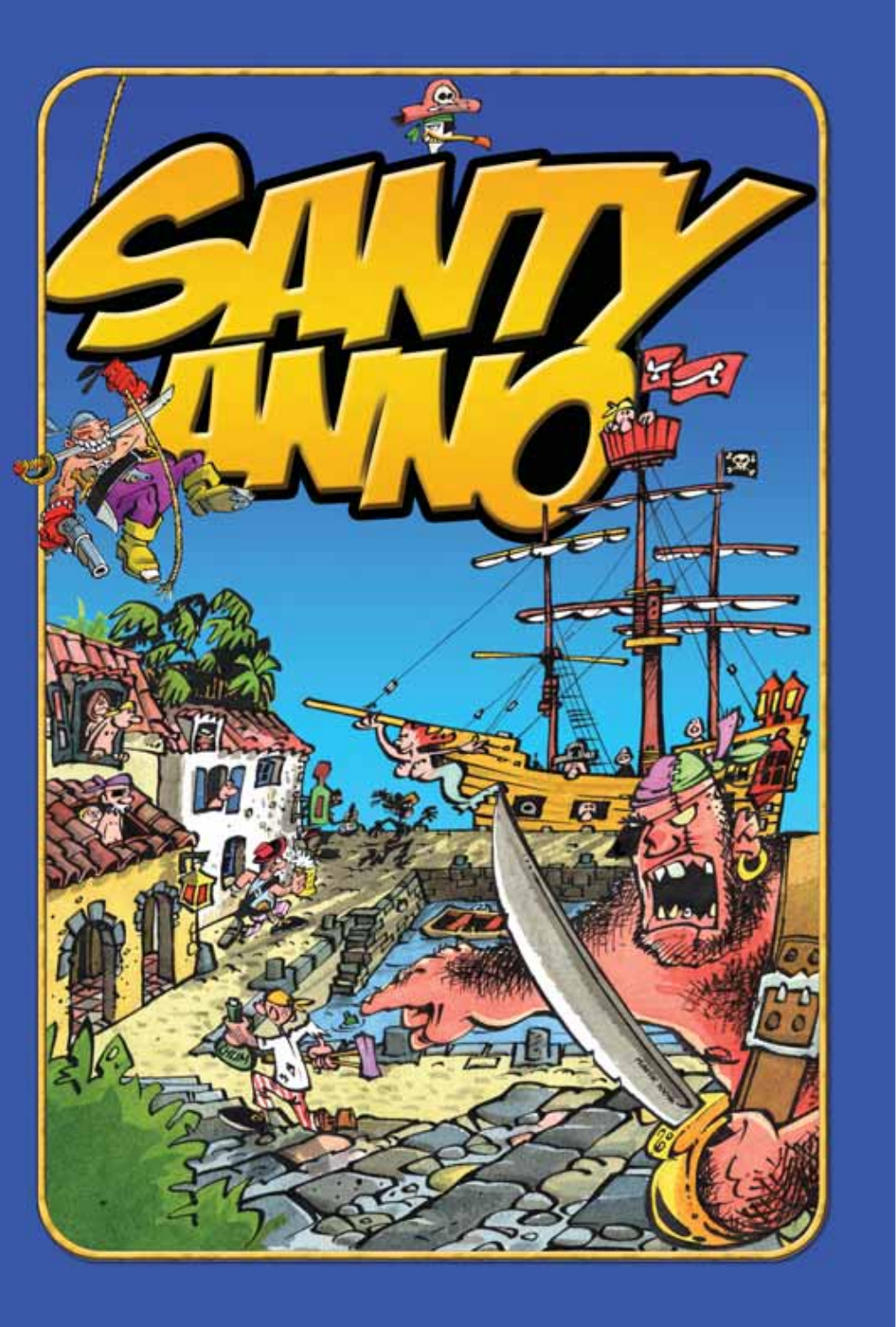# SANTY ANNO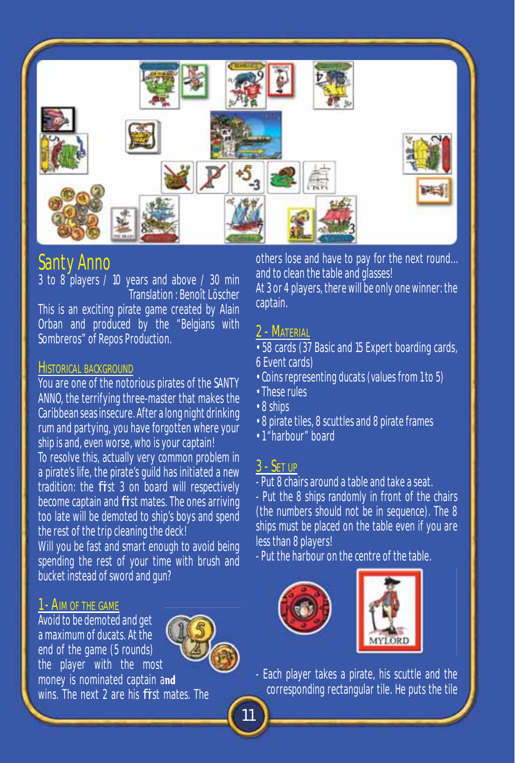# Santy Anno

3 to 8 players / 10 years and above / 30 min

Translation : Benoît Löscher

This is an exciting pirate game created by Alain Orban and produced by the "Belgians with Sombreros" of Repos Production.

## Historical background

You are one of the notorious pirates of the SANTY ANNO, the terrifying three-master that makes the Caribbean seas insecure. After a long night drinking rum and partying, you have forgotten where your ship is and, even worse, who is your captain!

To resolve this, actually very common problem in a pirate's life, the pirate's guild has initiated a new tradition: the first 3 on board will respectively become captain and first mates. The ones arriving too late will be demoted to ship's boys and spend the rest of the trip cleaning the deck!

Will you be fast and smart enough to avoid being spending the rest of your time with brush and bucket instead of sword and gun?

## 1- Aim of the game

Avoid to be demoted and get a maximum of ducats. At the end of the game (5 rounds) the player with the most money is nominated captain and wins. The next 2 are his first mates. The others lose and have to pay for the next round... and to clean the table and glasses!

At 3 or 4 players, there will be only one winner: the captain.

## 2 - Material

- 58 cards (37 Basic and 15 Expert boarding cards, 6 Event cards)
- Coins representing ducats (values from 1 to 5)
- These rules
- 8 ships
- 8 pirate tiles, 8 scuttles and 8 pirate frames
- 1 "harbour" board

## 3 - Set up

- Put 8 chairs around a table and take a seat.
- Put the 8 ships randomly in front of the chairs (the numbers should not be in sequence). The 8 ships must be placed on the table even if you are less than 8 players!
- Put the harbour on the centre of the table.

- Each player takes a pirate, his scuttle and the corresponding rectangular tile. He puts the tile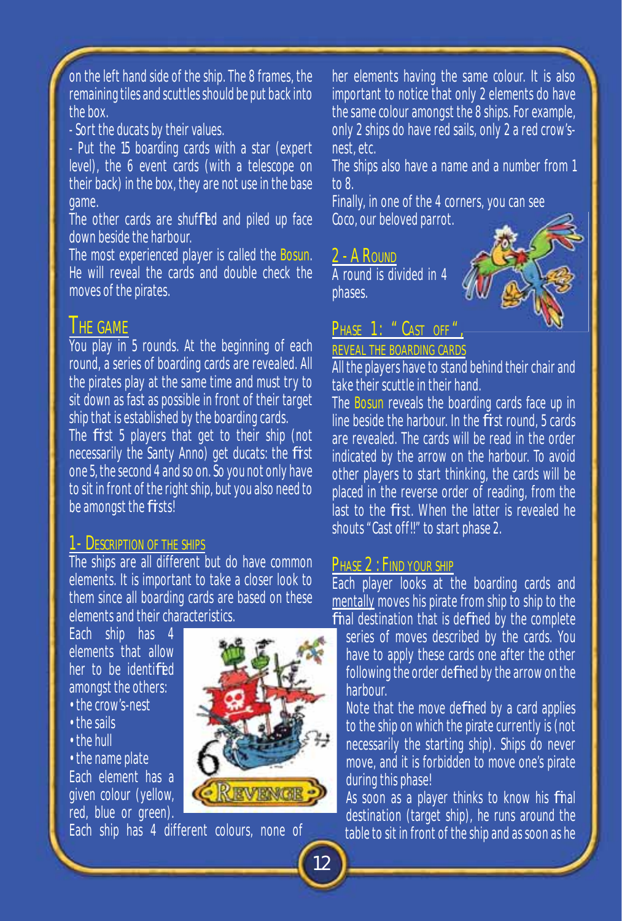on the left hand side of the ship. The 8 frames, the remaining tiles and scuttles should be put back into the box.

- Sort the ducats by their values.
- Put the 15 boarding cards with a star (expert level), the 6 event cards (with a telescope on their back) in the box, they are not use in the base game.

The other cards are shuffled and piled up face down beside the harbour.

The most experienced player is called the Bosun. He will reveal the cards and double check the moves of the pirates.

## THE GAME

You play in 5 rounds. At the beginning of each round, a series of boarding cards are revealed. All the pirates play at the same time and must try to sit down as fast as possible in front of their target ship that is established by the boarding cards.

The first 5 players that get to their ship (not necessarily the Santy Anno) get ducats: the first one 5, the second 4 and so on. So you not only have to sit in front of the right ship, but you also need to be amongst the firsts!

### 1- DESCRIPTION OF THE SHIPS

The ships are all different but do have common elements. It is important to take a closer look to them since all boarding cards are based on these elements and their characteristics.

Each ship has 4 elements that allow her to be identified amongst the others:

- the crow's-nest
- the sails
- the hull
- the name plate

Each element has a given colour (yellow, red, blue or green). Each ship has 4 different colours, none of her elements having the same colour. It is also important to notice that only 2 elements do have the same colour amongst the 8 ships. For example, only 2 ships do have red sails, only 2 a red crow's-nest, etc.

The ships also have a name and a number from 1 to 8.

Finally, in one of the 4 corners, you can see Coco, our beloved parrot.

### 2 - A ROUND

A round is divided in 4 phases.

#### PHASE 1: "CAST OFF", REVEAL THE BOARDING CARDS

All the players have to stand behind their chair and take their scuttle in their hand.

The Bosun reveals the boarding cards face up in line beside the harbour. In the first round, 5 cards are revealed. The cards will be read in the order indicated by the arrow on the harbour. To avoid other players to start thinking, the cards will be placed in the reverse order of reading, from the last to the first. When the latter is revealed he shouts "Cast off!!" to start phase 2.

#### PHASE 2 : FIND YOUR SHIP

Each player looks at the boarding cards and mentally moves his pirate from ship to ship to the final destination that is defined by the complete series of moves described by the cards. You have to apply these cards one after the other following the order defined by the arrow on the harbour.

Note that the move defined by a card applies to the ship on which the pirate currently is (not necessarily the starting ship). Ships do never move, and it is forbidden to move one's pirate during this phase!

As soon as a player thinks to know his final destination (target ship), he runs around the table to sit in front of the ship and as soon as he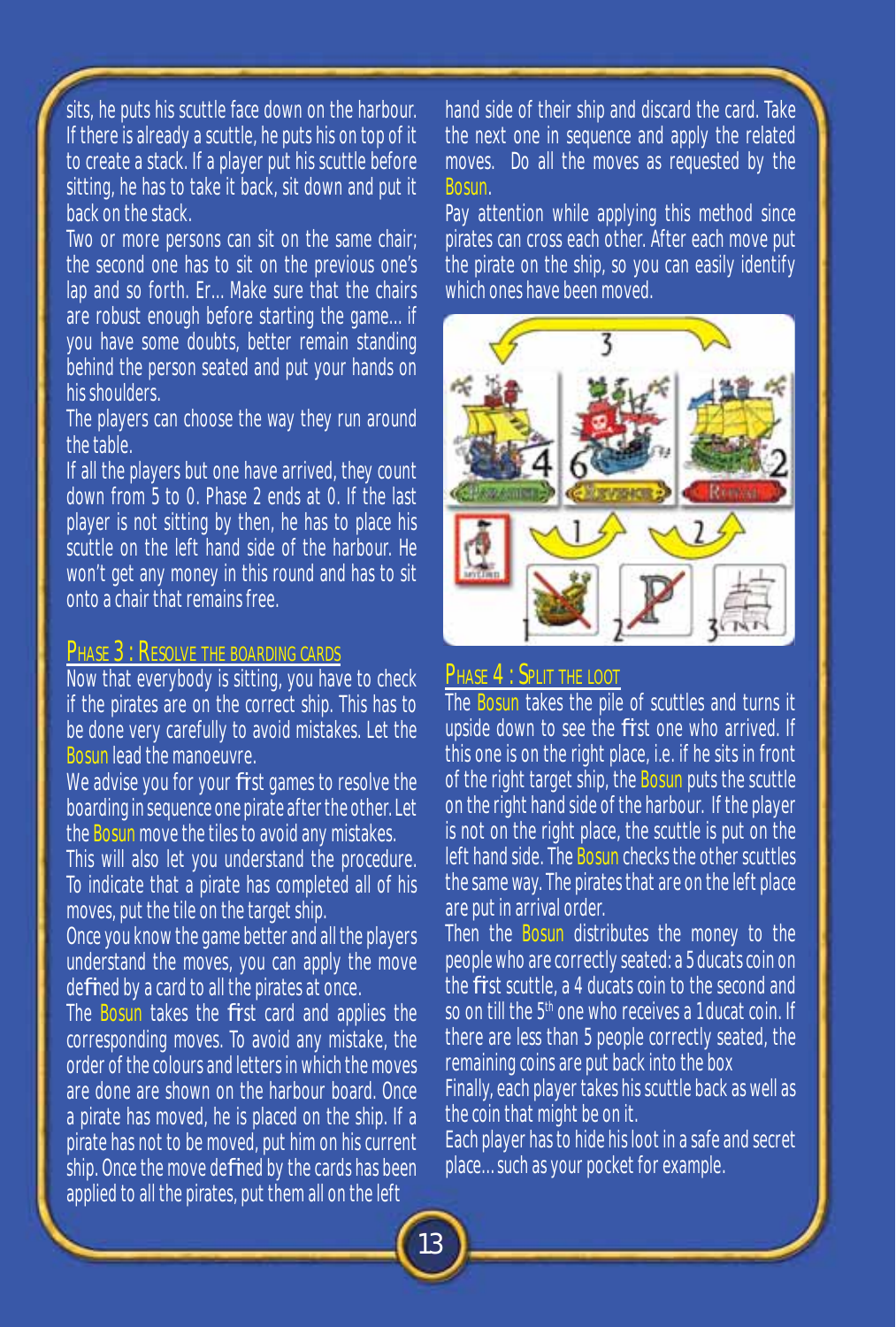sits, he puts his scuttle face down on the harbour. If there is already a scuttle, he puts his on top of it to create a stack. If a player put his scuttle before sitting, he has to take it back, sit down and put it back on the stack.

Two or more persons can sit on the same chair; the second one has to sit on the previous one's lap and so forth. Er... Make sure that the chairs are robust enough before starting the game... if you have some doubts, better remain standing behind the person seated and put your hands on his shoulders.

The players can choose the way they run around the table.

If all the players but one have arrived, they count down from 5 to 0. Phase 2 ends at 0. If the last player is not sitting by then, he has to place his scuttle on the left hand side of the harbour. He won't get any money in this round and has to sit onto a chair that remains free.

## Phase 3 : Resolve the boarding cards

Now that everybody is sitting, you have to check if the pirates are on the correct ship. This has to be done very carefully to avoid mistakes. Let the Bosun lead the manoeuvre.

We advise you for your first games to resolve the boarding in sequence one pirate after the other. Let the Bosun move the tiles to avoid any mistakes.

This will also let you understand the procedure. To indicate that a pirate has completed all of his moves, put the tile on the target ship.

Once you know the game better and all the players understand the moves, you can apply the move defined by a card to all the pirates at once.

The Bosun takes the first card and applies the corresponding moves. To avoid any mistake, the order of the colours and letters in which the moves are done are shown on the harbour board. Once a pirate has moved, he is placed on the ship. If a pirate has not to be moved, put him on his current ship. Once the move defined by the cards has been applied to all the pirates, put them all on the left hand side of their ship and discard the card. Take the next one in sequence and apply the related moves. Do all the moves as requested by the Bosun.

Pay attention while applying this method since pirates can cross each other. After each move put the pirate on the ship, so you can easily identify which ones have been moved.

## Phase 4 : Split the loot

The Bosun takes the pile of scuttles and turns it upside down to see the first one who arrived. If this one is on the right place, i.e. if he sits in front of the right target ship, the Bosun puts the scuttle on the right hand side of the harbour. If the player is not on the right place, the scuttle is put on the left hand side. The Bosun checks the other scuttles the same way. The pirates that are on the left place are put in arrival order.

Then the Bosun distributes the money to the people who are correctly seated: a 5 ducats coin on the first scuttle, a 4 ducats coin to the second and so on till the 5th one who receives a 1 ducat coin. If there are less than 5 people correctly seated, the remaining coins are put back into the box

Finally, each player takes his scuttle back as well as the coin that might be on it.

Each player has to hide his loot in a safe and secret place... such as your pocket for example.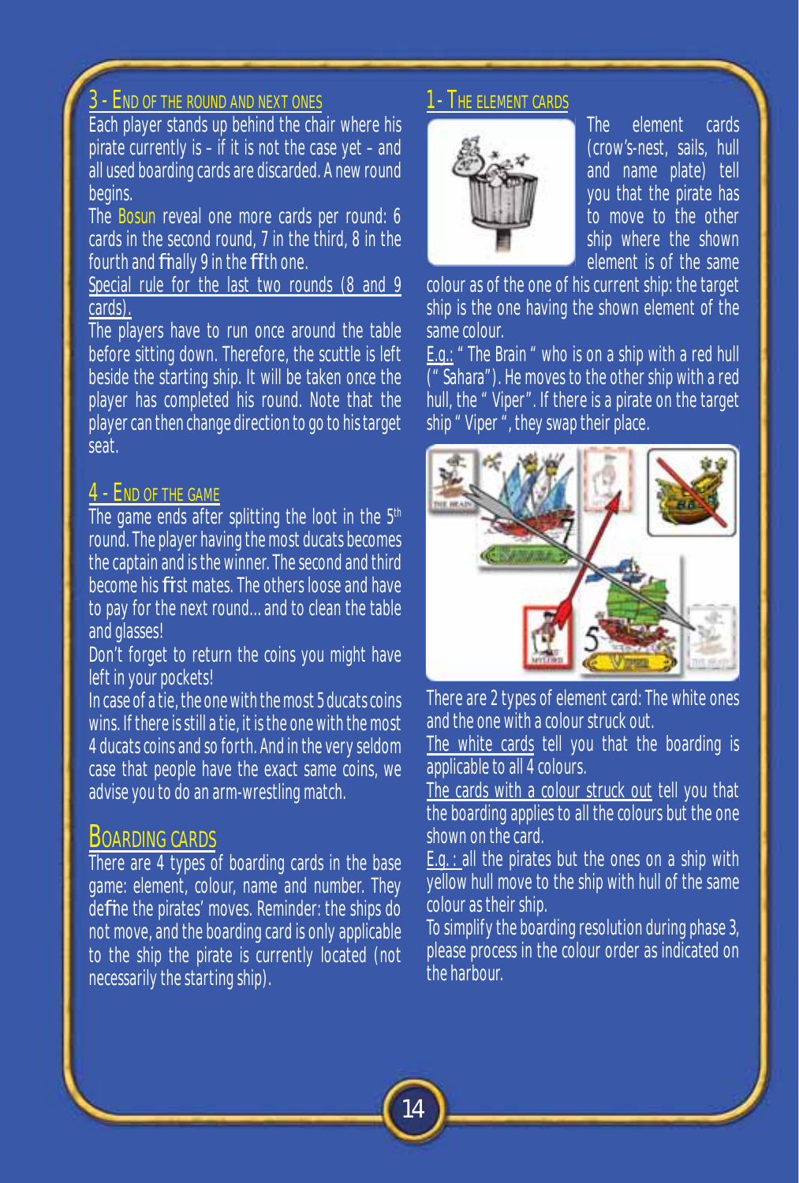## 3 - End of the round and next ones

Each player stands up behind the chair where his pirate currently is – if it is not the case yet – and all used boarding cards are discarded. A new round begins.

The Bosun reveal one more cards per round: 6 cards in the second round, 7 in the third, 8 in the fourth and finally 9 in the fifth one.

Special rule for the last two rounds (8 and 9 cards).

The players have to run once around the table before sitting down. Therefore, the scuttle is left beside the starting ship. It will be taken once the player has completed his round. Note that the player can then change direction to go to his target seat.

## 4 - End of the game

The game ends after splitting the loot in the 5th round. The player having the most ducats becomes the captain and is the winner. The second and third become his first mates. The others loose and have to pay for the next round… and to clean the table and glasses!

Don't forget to return the coins you might have left in your pockets!

In case of a tie, the one with the most 5 ducats coins wins. If there is still a tie, it is the one with the most 4 ducats coins and so forth. And in the very seldom case that people have the exact same coins, we advise you to do an arm-wrestling match.

# Boarding cards

There are 4 types of boarding cards in the base game: element, colour, name and number. They define the pirates' moves. Reminder: the ships do not move, and the boarding card is only applicable to the ship the pirate is currently located (not necessarily the starting ship).

## 1- The element cards

The element cards (crow's-nest, sails, hull and name plate) tell you that the pirate has to move to the other ship where the shown element is of the same colour as of the one of his current ship: the target ship is the one having the shown element of the same colour.

E.g.: " The Brain " who is on a ship with a red hull (" Sahara"). He moves to the other ship with a red hull, the " Viper". If there is a pirate on the target ship " Viper ", they swap their place.

There are 2 types of element card: The white ones and the one with a colour struck out.

The white cards tell you that the boarding is applicable to all 4 colours.

The cards with a colour struck out tell you that the boarding applies to all the colours but the one shown on the card.

E.g. : all the pirates but the ones on a ship with yellow hull move to the ship with hull of the same colour as their ship.

To simplify the boarding resolution during phase 3, please process in the colour order as indicated on the harbour.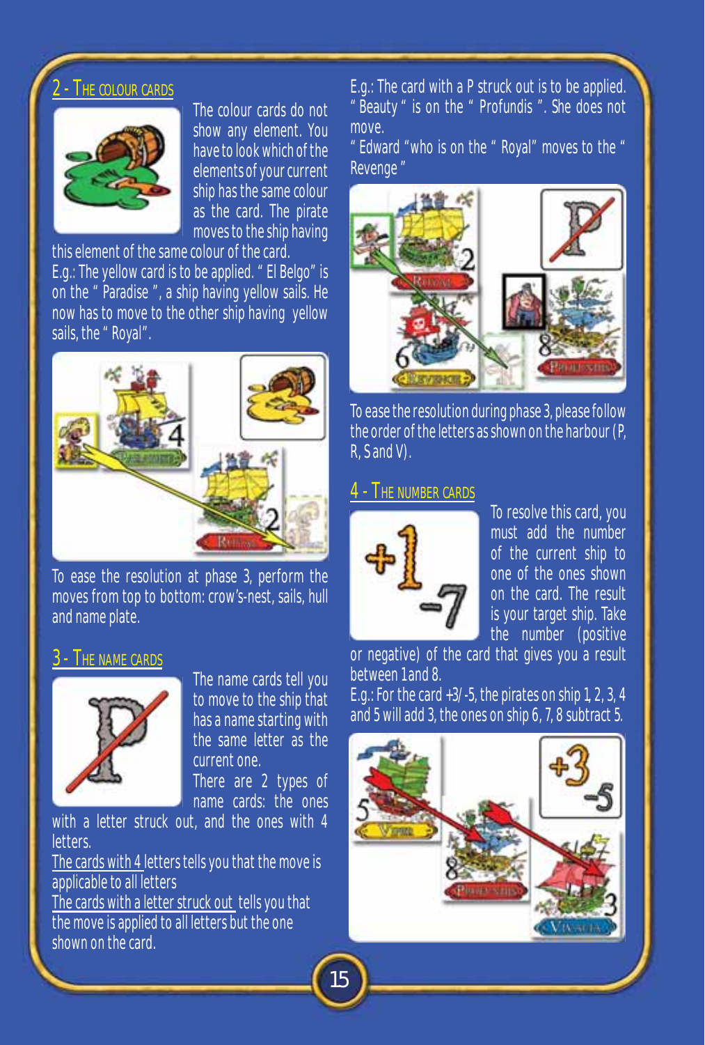## 2 - The colour cards

The colour cards do not show any element. You have to look which of the elements of your current ship has the same colour as the card. The pirate moves to the ship having this element of the same colour of the card.

E.g.: The yellow card is to be applied. " El Belgo" is on the " Paradise ", a ship having yellow sails. He now has to move to the other ship having yellow sails, the " Royal".

To ease the resolution at phase 3, perform the moves from top to bottom: crow's-nest, sails, hull and name plate.

## 3 - The name cards

The name cards tell you to move to the ship that has a name starting with the same letter as the current one.

There are 2 types of name cards: the ones with a letter struck out, and the ones with 4 letters.

The cards with 4 letters tells you that the move is applicable to all letters

The cards with a letter struck out tells you that the move is applied to all letters but the one shown on the card.

E.g.: The card with a P struck out is to be applied. " Beauty " is on the " Profundis ". She does not move.

" Edward "who is on the " Royal" moves to the " Revenge "

To ease the resolution during phase 3, please follow the order of the letters as shown on the harbour (P, R, S and V).

## 4 - The number cards

To resolve this card, you must add the number of the current ship to one of the ones shown on the card. The result is your target ship. Take the number (positive or negative) of the card that gives you a result between 1 and 8.

E.g.: For the card +3/ -5, the pirates on ship 1, 2, 3, 4 and 5 will add 3, the ones on ship 6, 7, 8 subtract 5.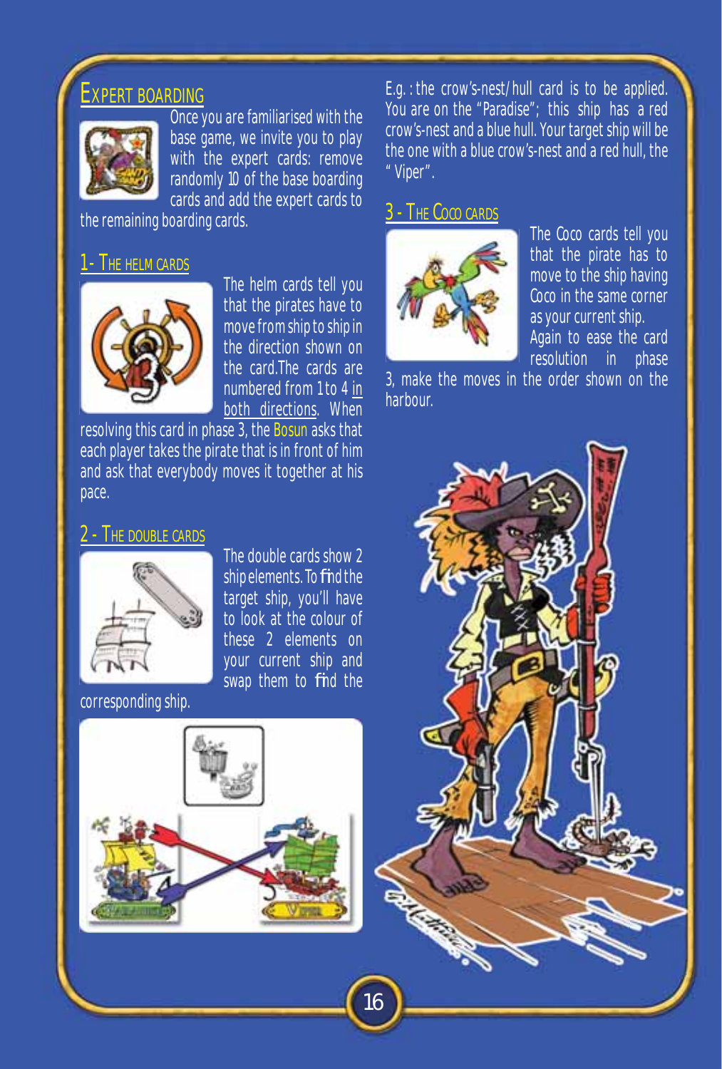## Expert boarding

Once you are familiarised with the base game, we invite you to play with the expert cards: remove randomly 10 of the base boarding cards and add the expert cards to the remaining boarding cards.

### 1- The helm cards

The helm cards tell you that the pirates have to move from ship to ship in the direction shown on the card.The cards are numbered from 1 to 4 in both directions. When resolving this card in phase 3, the Bosun asks that each player takes the pirate that is in front of him and ask that everybody moves it together at his pace.

### 2 - The double cards

The double cards show 2 ship elements. To find the target ship, you'll have to look at the colour of these 2 elements on your current ship and swap them to find the corresponding ship.

E.g. : the crow's-nest/hull card is to be applied. You are on the "Paradise"; this ship has a red crow's-nest and a blue hull. Your target ship will be the one with a blue crow's-nest and a red hull, the " Viper".

### 3 - The Coco cards

The Coco cards tell you that the pirate has to move to the ship having Coco in the same corner as your current ship.
Again to ease the card resolution in phase 3, make the moves in the order shown on the harbour.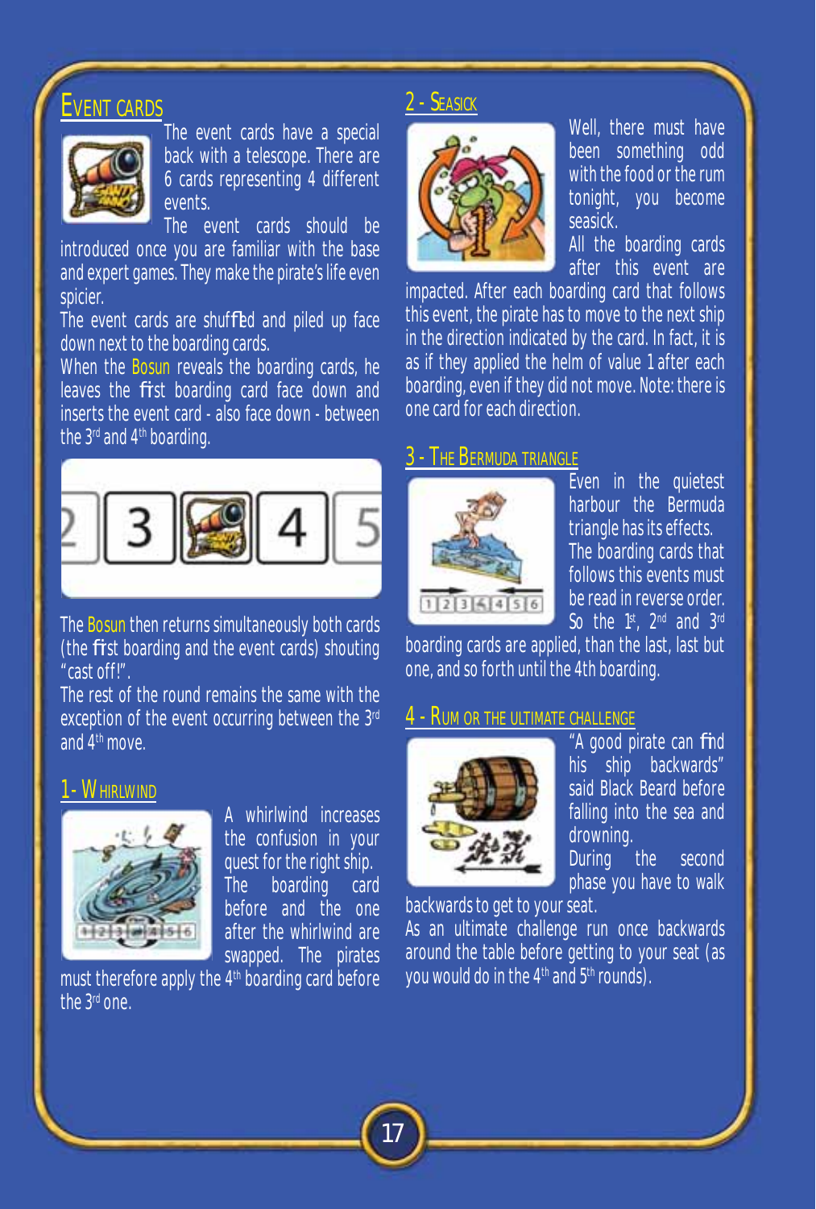## Event cards

The event cards have a special back with a telescope. There are 6 cards representing 4 different events.

The event cards should be introduced once you are familiar with the base and expert games. They make the pirate's life even spicier.

The event cards are shuffled and piled up face down next to the boarding cards.

When the Bosun reveals the boarding cards, he leaves the first boarding card face down and inserts the event card - also face down - between the 3rd and 4th boarding.

The Bosun then returns simultaneously both cards (the first boarding and the event cards) shouting "cast off!".

The rest of the round remains the same with the exception of the event occurring between the 3rd and 4th move.

### 1- Whirlwind

A whirlwind increases the confusion in your quest for the right ship. The boarding card before and the one after the whirlwind are swapped. The pirates must therefore apply the 4th boarding card before the 3rd one.

### 2 - Seasick

Well, there must have been something odd with the food or the rum tonight, you become seasick.

All the boarding cards after this event are impacted. After each boarding card that follows this event, the pirate has to move to the next ship in the direction indicated by the card. In fact, it is as if they applied the helm of value 1 after each boarding, even if they did not move. Note: there is one card for each direction.

### 3 - The Bermuda triangle

Even in the quietest harbour the Bermuda triangle has its effects. The boarding cards that follows this events must be read in reverse order. So the 1st, 2nd and 3rd boarding cards are applied, than the last, last but one, and so forth until the 4th boarding.

### 4 - Rum or the ultimate challenge

"A good pirate can find his ship backwards" said Black Beard before falling into the sea and drowning.

During the second phase you have to walk backwards to get to your seat.

As an ultimate challenge run once backwards around the table before getting to your seat (as you would do in the 4th and 5th rounds).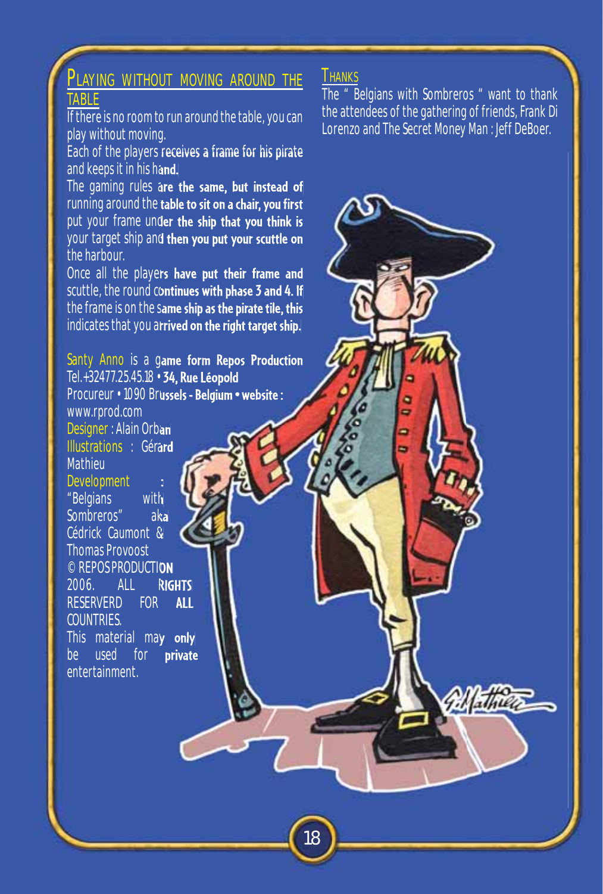## Playing without moving around the table

If there is no room to run around the table, you can play without moving.

Each of the players receives a frame for his pirate and keeps it in his hand.

The gaming rules are the same, but instead of running around the table to sit on a chair, you first put your frame under the ship that you think is your target ship and then you put your scuttle on the harbour.

Once all the players have put their frame and scuttle, the round continues with phase 3 and 4. If the frame is on the same ship as the pirate tile, this indicates that you arrived on the right target ship.

Santy Anno is a game form Repos Production Tel.+32477.25.45.18 • 34, Rue Léopold Procureur • 1090 Brussels - Belgium • website : www.rprod.com

Designer : Alain Orban

Illustrations : Gérard Mathieu

Development : "Belgians with Sombreros" aka Cédrick Caumont & Thomas Provoost

© REPOS PRODUCTION 2006. ALL RIGHTS RESERVERD FOR ALL COUNTRIES.

This material may only be used for private entertainment.

## Thanks

The " Belgians with Sombreros " want to thank the attendees of the gathering of friends, Frank Di Lorenzo and The Secret Money Man : Jeff DeBoer.